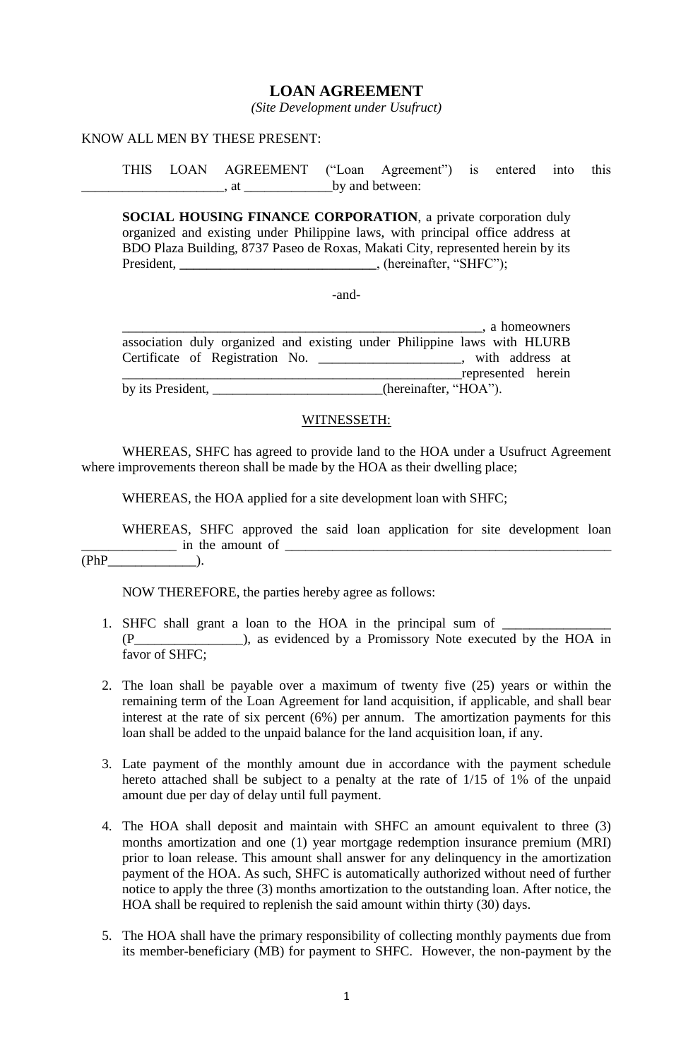# LOAN AGREEMENT

*(Site Development under Usufruct)*

KNOW ALL MEN BY THESE PRESENT:

THIS LOAN AGREEMENT ("Loan Agreement") is entered into this _____________________, at _____________by and between:

> **SOCIAL HOUSING FINANCE CORPORATION**, a private corporation duly organized and existing under Philippine laws, with principal office address at BDO Plaza Building, 8737 Paseo de Roxas, Makati City, represented herein by its President, **______________________________**, (hereinafter, "SHFC");
>
> -and-
>
> ______________________________________________________, a homeowners association duly organized and existing under Philippine laws with HLURB Certificate of Registration No. _____________________, with address at ___________________________________________________represented herein by its President, _________________________(hereinafter, "HOA").

WITNESSETH:

WHEREAS, SHFC has agreed to provide land to the HOA under a Usufruct Agreement where improvements thereon shall be made by the HOA as their dwelling place;

WHEREAS, the HOA applied for a site development loan with SHFC;

WHEREAS, SHFC approved the said loan application for site development loan ______________ in the amount of ___________________________________________________ (PhP_____________).

NOW THEREFORE, the parties hereby agree as follows:

1. SHFC shall grant a loan to the HOA in the principal sum of ________________ (P________________), as evidenced by a Promissory Note executed by the HOA in favor of SHFC;

2. The loan shall be payable over a maximum of twenty five (25) years or within the remaining term of the Loan Agreement for land acquisition, if applicable, and shall bear interest at the rate of six percent (6%) per annum. The amortization payments for this loan shall be added to the unpaid balance for the land acquisition loan, if any.

3. Late payment of the monthly amount due in accordance with the payment schedule hereto attached shall be subject to a penalty at the rate of 1/15 of 1% of the unpaid amount due per day of delay until full payment.

4. The HOA shall deposit and maintain with SHFC an amount equivalent to three (3) months amortization and one (1) year mortgage redemption insurance premium (MRI) prior to loan release. This amount shall answer for any delinquency in the amortization payment of the HOA. As such, SHFC is automatically authorized without need of further notice to apply the three (3) months amortization to the outstanding loan. After notice, the HOA shall be required to replenish the said amount within thirty (30) days.

5. The HOA shall have the primary responsibility of collecting monthly payments due from its member-beneficiary (MB) for payment to SHFC. However, the non-payment by the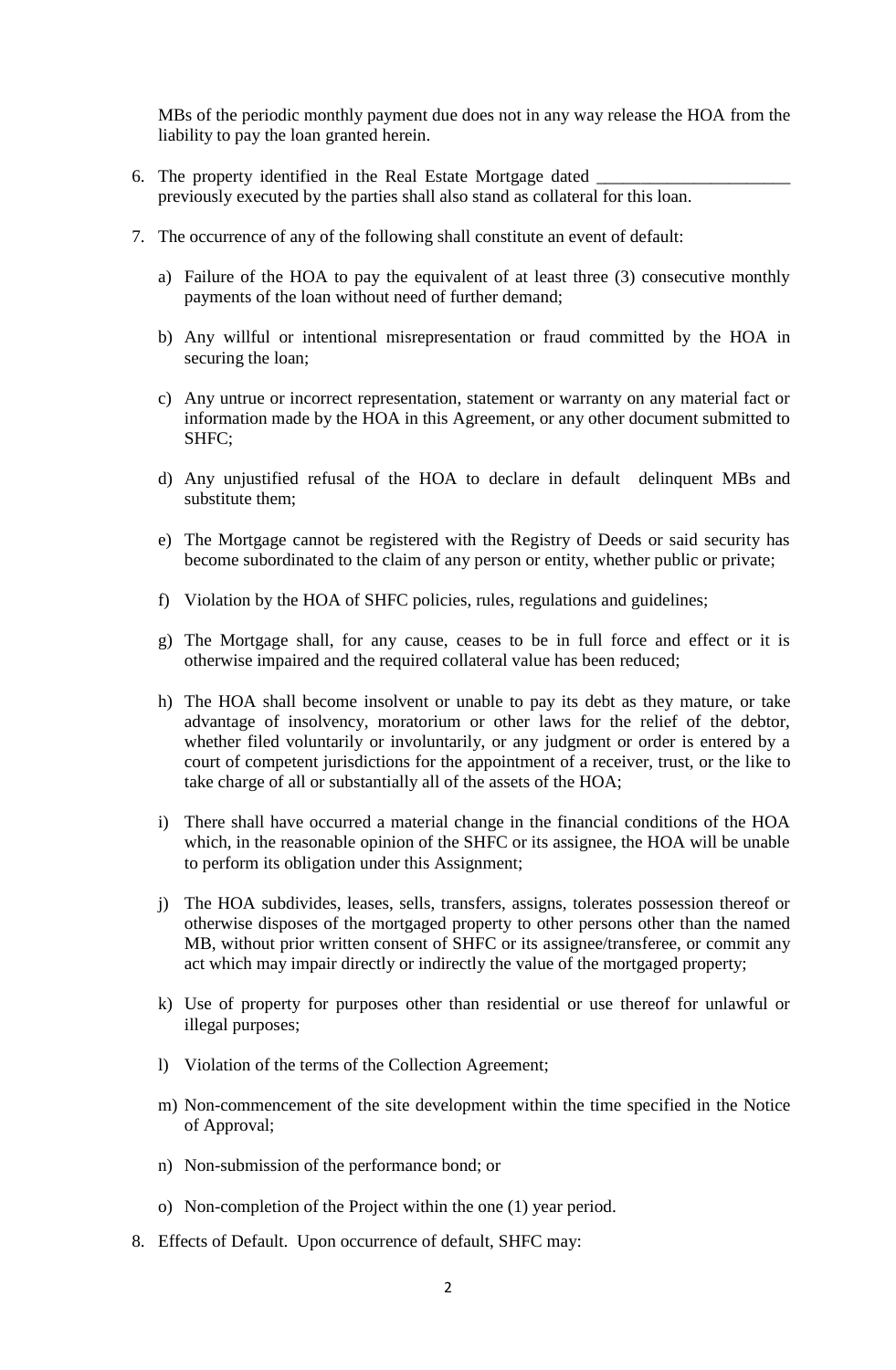MBs of the periodic monthly payment due does not in any way release the HOA from the liability to pay the loan granted herein.

6. The property identified in the Real Estate Mortgage dated ______________________ previously executed by the parties shall also stand as collateral for this loan.

7. The occurrence of any of the following shall constitute an event of default:

   a) Failure of the HOA to pay the equivalent of at least three (3) consecutive monthly payments of the loan without need of further demand;

   b) Any willful or intentional misrepresentation or fraud committed by the HOA in securing the loan;

   c) Any untrue or incorrect representation, statement or warranty on any material fact or information made by the HOA in this Agreement, or any other document submitted to SHFC;

   d) Any unjustified refusal of the HOA to declare in default delinquent MBs and substitute them;

   e) The Mortgage cannot be registered with the Registry of Deeds or said security has become subordinated to the claim of any person or entity, whether public or private;

   f) Violation by the HOA of SHFC policies, rules, regulations and guidelines;

   g) The Mortgage shall, for any cause, ceases to be in full force and effect or it is otherwise impaired and the required collateral value has been reduced;

   h) The HOA shall become insolvent or unable to pay its debt as they mature, or take advantage of insolvency, moratorium or other laws for the relief of the debtor, whether filed voluntarily or involuntarily, or any judgment or order is entered by a court of competent jurisdictions for the appointment of a receiver, trust, or the like to take charge of all or substantially all of the assets of the HOA;

   i) There shall have occurred a material change in the financial conditions of the HOA which, in the reasonable opinion of the SHFC or its assignee, the HOA will be unable to perform its obligation under this Assignment;

   j) The HOA subdivides, leases, sells, transfers, assigns, tolerates possession thereof or otherwise disposes of the mortgaged property to other persons other than the named MB, without prior written consent of SHFC or its assignee/transferee, or commit any act which may impair directly or indirectly the value of the mortgaged property;

   k) Use of property for purposes other than residential or use thereof for unlawful or illegal purposes;

   l) Violation of the terms of the Collection Agreement;

   m) Non-commencement of the site development within the time specified in the Notice of Approval;

   n) Non-submission of the performance bond; or

   o) Non-completion of the Project within the one (1) year period.

8. Effects of Default. Upon occurrence of default, SHFC may: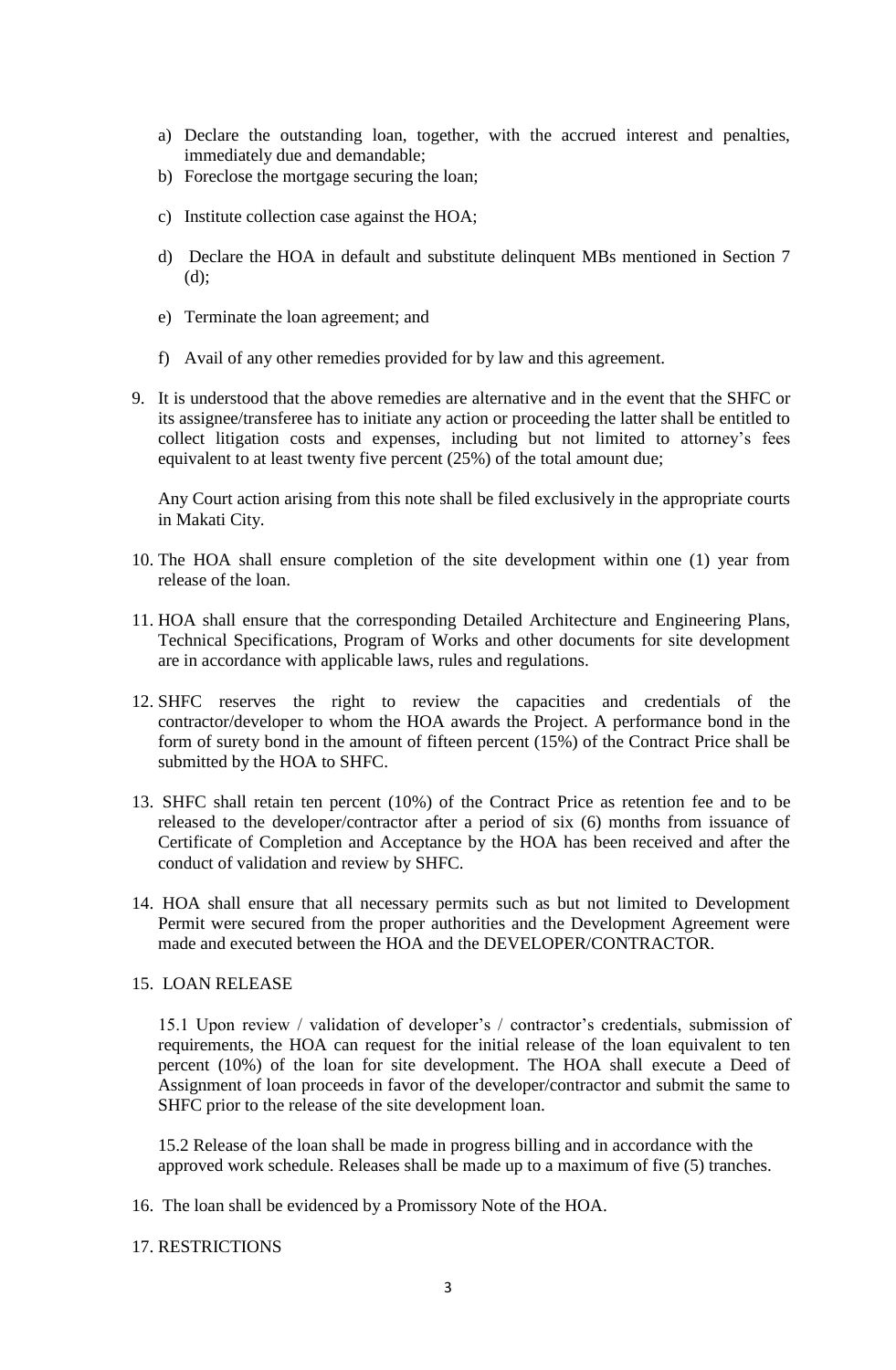a) Declare the outstanding loan, together, with the accrued interest and penalties, immediately due and demandable;
b) Foreclose the mortgage securing the loan;
c) Institute collection case against the HOA;
d) Declare the HOA in default and substitute delinquent MBs mentioned in Section 7 (d);
e) Terminate the loan agreement; and
f) Avail of any other remedies provided for by law and this agreement.

9. It is understood that the above remedies are alternative and in the event that the SHFC or its assignee/transferee has to initiate any action or proceeding the latter shall be entitled to collect litigation costs and expenses, including but not limited to attorney's fees equivalent to at least twenty five percent (25%) of the total amount due;

   Any Court action arising from this note shall be filed exclusively in the appropriate courts in Makati City.

10. The HOA shall ensure completion of the site development within one (1) year from release of the loan.

11. HOA shall ensure that the corresponding Detailed Architecture and Engineering Plans, Technical Specifications, Program of Works and other documents for site development are in accordance with applicable laws, rules and regulations.

12. SHFC reserves the right to review the capacities and credentials of the contractor/developer to whom the HOA awards the Project. A performance bond in the form of surety bond in the amount of fifteen percent (15%) of the Contract Price shall be submitted by the HOA to SHFC.

13. SHFC shall retain ten percent (10%) of the Contract Price as retention fee and to be released to the developer/contractor after a period of six (6) months from issuance of Certificate of Completion and Acceptance by the HOA has been received and after the conduct of validation and review by SHFC.

14. HOA shall ensure that all necessary permits such as but not limited to Development Permit were secured from the proper authorities and the Development Agreement were made and executed between the HOA and the DEVELOPER/CONTRACTOR.

15. LOAN RELEASE

    15.1 Upon review / validation of developer's / contractor's credentials, submission of requirements, the HOA can request for the initial release of the loan equivalent to ten percent (10%) of the loan for site development. The HOA shall execute a Deed of Assignment of loan proceeds in favor of the developer/contractor and submit the same to SHFC prior to the release of the site development loan.

    15.2 Release of the loan shall be made in progress billing and in accordance with the approved work schedule. Releases shall be made up to a maximum of five (5) tranches.

16. The loan shall be evidenced by a Promissory Note of the HOA.

17. RESTRICTIONS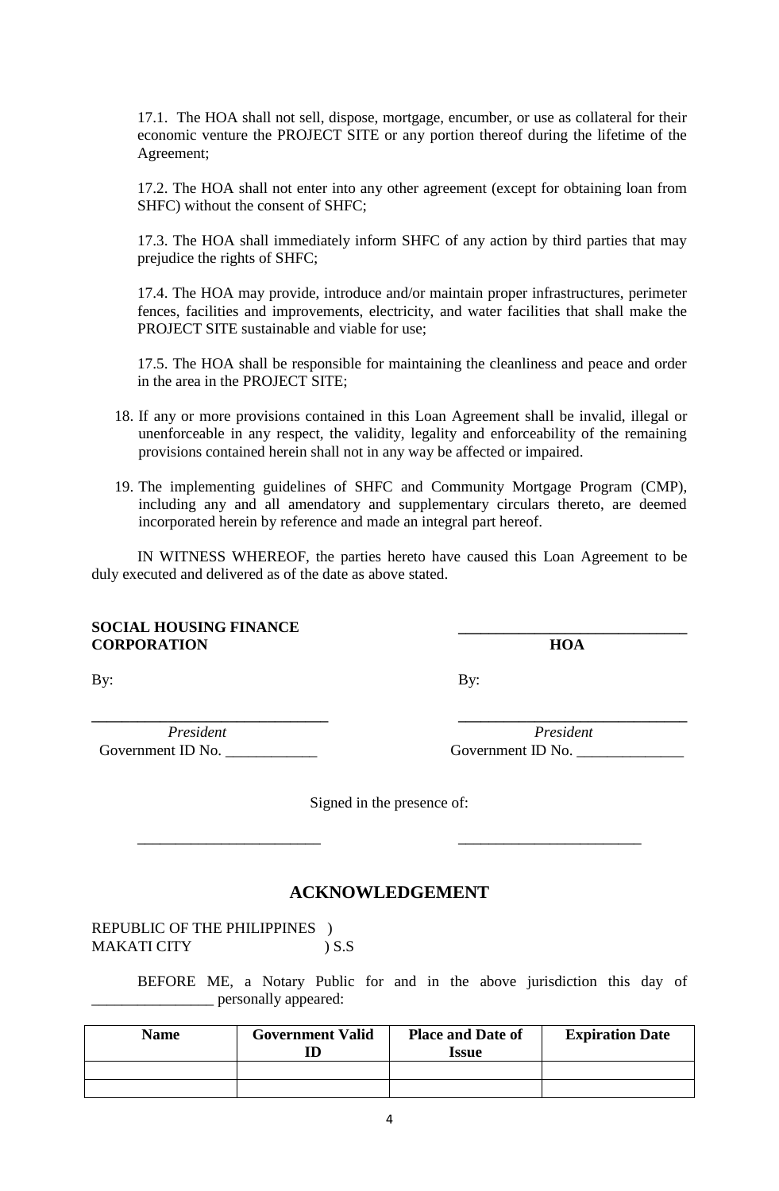17.1. The HOA shall not sell, dispose, mortgage, encumber, or use as collateral for their economic venture the PROJECT SITE or any portion thereof during the lifetime of the Agreement;

17.2. The HOA shall not enter into any other agreement (except for obtaining loan from SHFC) without the consent of SHFC;

17.3. The HOA shall immediately inform SHFC of any action by third parties that may prejudice the rights of SHFC;

17.4. The HOA may provide, introduce and/or maintain proper infrastructures, perimeter fences, facilities and improvements, electricity, and water facilities that shall make the PROJECT SITE sustainable and viable for use;

17.5. The HOA shall be responsible for maintaining the cleanliness and peace and order in the area in the PROJECT SITE;

18. If any or more provisions contained in this Loan Agreement shall be invalid, illegal or unenforceable in any respect, the validity, legality and enforceability of the remaining provisions contained herein shall not in any way be affected or impaired.

19. The implementing guidelines of SHFC and Community Mortgage Program (CMP), including any and all amendatory and supplementary circulars thereto, are deemed incorporated herein by reference and made an integral part hereof.

IN WITNESS WHEREOF, the parties hereto have caused this Loan Agreement to be duly executed and delivered as of the date as above stated.

**SOCIAL HOUSING FINANCE CORPORATION**

By:

_______________________________
*President*
Government ID No. ____________

_______________________________
**HOA**

By:

_______________________________
*President*
Government ID No. ______________

Signed in the presence of:

________________________ ________________________

## ACKNOWLEDGEMENT

REPUBLIC OF THE PHILIPPINES )
MAKATI CITY ) S.S

BEFORE ME, a Notary Public for and in the above jurisdiction this day of ________________ personally appeared:

| Name | Government Valid ID | Place and Date of Issue | Expiration Date |
|---|---|---|---|
| | | | |
| | | | |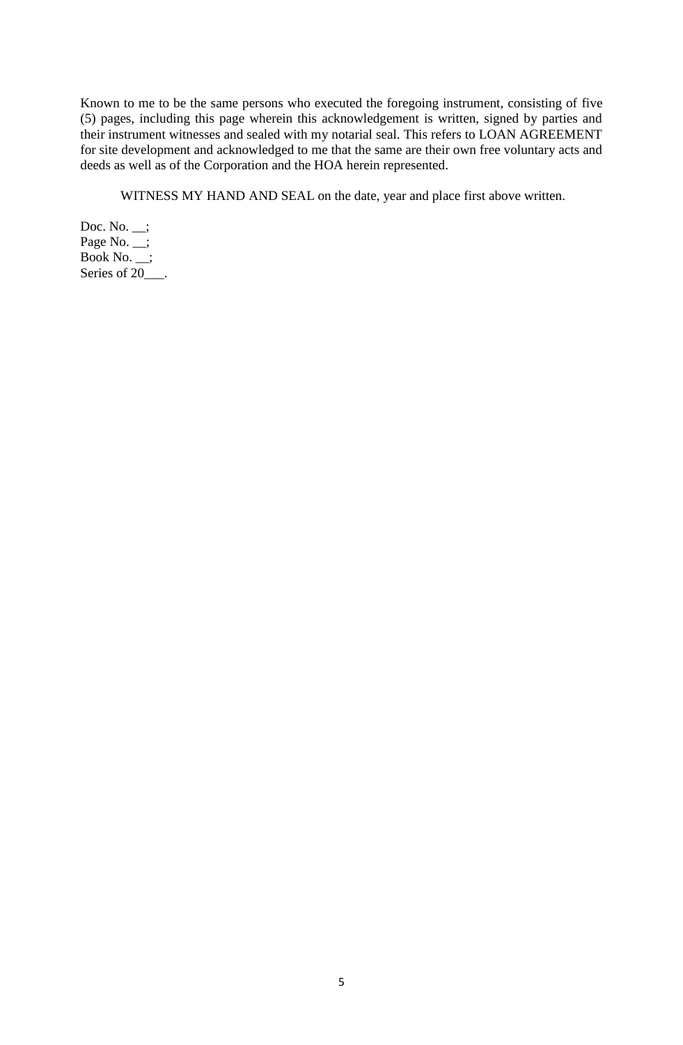Known to me to be the same persons who executed the foregoing instrument, consisting of five (5) pages, including this page wherein this acknowledgement is written, signed by parties and their instrument witnesses and sealed with my notarial seal. This refers to LOAN AGREEMENT for site development and acknowledged to me that the same are their own free voluntary acts and deeds as well as of the Corporation and the HOA herein represented.

WITNESS MY HAND AND SEAL on the date, year and place first above written.

Doc. No. __;  
Page No. __;  
Book No. __;  
Series of 20___.